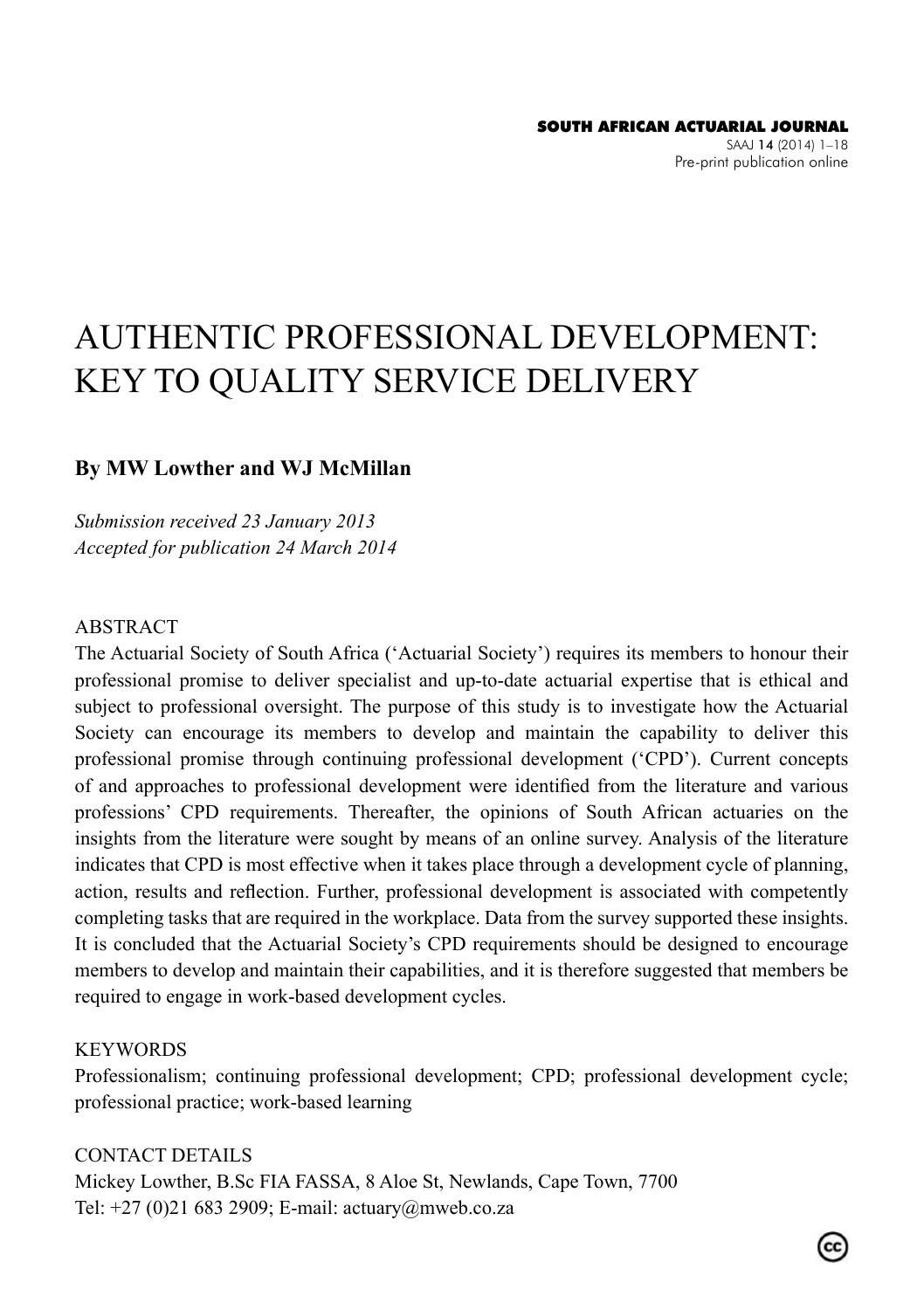# AUTHENTIC PROFESSIONAL DEVELOPMENT: KEY TO QUALITY SERVICE DELIVERY

**By MW Lowther and WJ McMillan**

*Submission received 23 January 2013*
*Accepted for publication 24 March 2014*

## ABSTRACT

The Actuarial Society of South Africa ('Actuarial Society') requires its members to honour their professional promise to deliver specialist and up-to-date actuarial expertise that is ethical and subject to professional oversight. The purpose of this study is to investigate how the Actuarial Society can encourage its members to develop and maintain the capability to deliver this professional promise through continuing professional development ('CPD'). Current concepts of and approaches to professional development were identified from the literature and various professions' CPD requirements. Thereafter, the opinions of South African actuaries on the insights from the literature were sought by means of an online survey. Analysis of the literature indicates that CPD is most effective when it takes place through a development cycle of planning, action, results and reflection. Further, professional development is associated with competently completing tasks that are required in the workplace. Data from the survey supported these insights. It is concluded that the Actuarial Society's CPD requirements should be designed to encourage members to develop and maintain their capabilities, and it is therefore suggested that members be required to engage in work-based development cycles.

## KEYWORDS

Professionalism; continuing professional development; CPD; professional development cycle; professional practice; work-based learning

## CONTACT DETAILS

Mickey Lowther, B.Sc FIA FASSA, 8 Aloe St, Newlands, Cape Town, 7700
Tel: +27 (0)21 683 2909; E-mail: actuary@mweb.co.za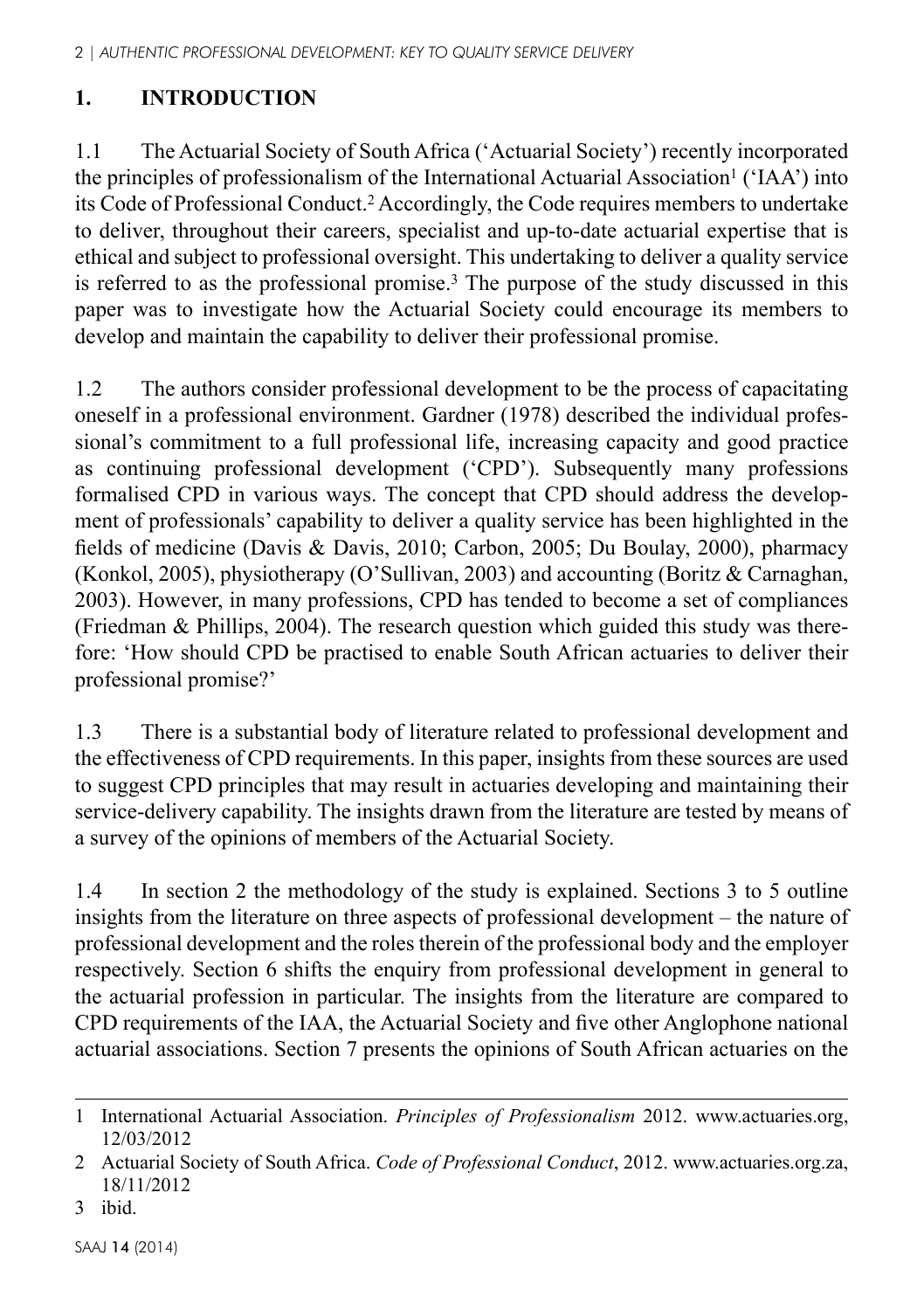## 1. INTRODUCTION

1.1 The Actuarial Society of South Africa ('Actuarial Society') recently incorporated the principles of professionalism of the International Actuarial Association[1] ('IAA') into its Code of Professional Conduct.[2] Accordingly, the Code requires members to undertake to deliver, throughout their careers, specialist and up-to-date actuarial expertise that is ethical and subject to professional oversight. This undertaking to deliver a quality service is referred to as the professional promise.[3] The purpose of the study discussed in this paper was to investigate how the Actuarial Society could encourage its members to develop and maintain the capability to deliver their professional promise.

1.2 The authors consider professional development to be the process of capacitating oneself in a professional environment. Gardner (1978) described the individual professional's commitment to a full professional life, increasing capacity and good practice as continuing professional development ('CPD'). Subsequently many professions formalised CPD in various ways. The concept that CPD should address the development of professionals' capability to deliver a quality service has been highlighted in the fields of medicine (Davis & Davis, 2010; Carbon, 2005; Du Boulay, 2000), pharmacy (Konkol, 2005), physiotherapy (O'Sullivan, 2003) and accounting (Boritz & Carnaghan, 2003). However, in many professions, CPD has tended to become a set of compliances (Friedman & Phillips, 2004). The research question which guided this study was therefore: 'How should CPD be practised to enable South African actuaries to deliver their professional promise?'

1.3 There is a substantial body of literature related to professional development and the effectiveness of CPD requirements. In this paper, insights from these sources are used to suggest CPD principles that may result in actuaries developing and maintaining their service-delivery capability. The insights drawn from the literature are tested by means of a survey of the opinions of members of the Actuarial Society.

1.4 In section 2 the methodology of the study is explained. Sections 3 to 5 outline insights from the literature on three aspects of professional development – the nature of professional development and the roles therein of the professional body and the employer respectively. Section 6 shifts the enquiry from professional development in general to the actuarial profession in particular. The insights from the literature are compared to CPD requirements of the IAA, the Actuarial Society and five other Anglophone national actuarial associations. Section 7 presents the opinions of South African actuaries on the

---

1 International Actuarial Association. *Principles of Professionalism* 2012. www.actuaries.org, 12/03/2012

2 Actuarial Society of South Africa. *Code of Professional Conduct*, 2012. www.actuaries.org.za, 18/11/2012

3 ibid.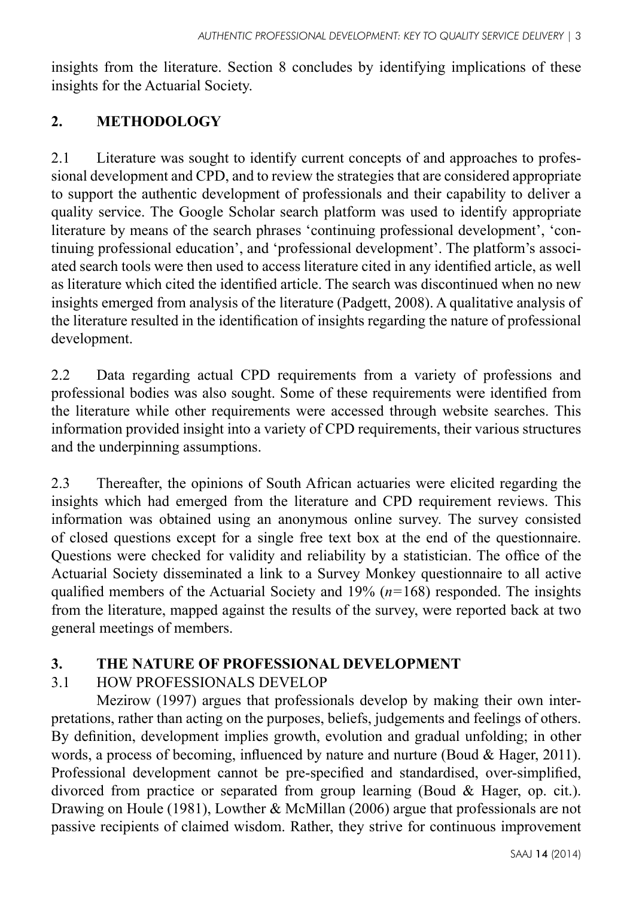insights from the literature. Section 8 concludes by identifying implications of these insights for the Actuarial Society.

## 2. METHODOLOGY

2.1 Literature was sought to identify current concepts of and approaches to professional development and CPD, and to review the strategies that are considered appropriate to support the authentic development of professionals and their capability to deliver a quality service. The Google Scholar search platform was used to identify appropriate literature by means of the search phrases 'continuing professional development', 'continuing professional education', and 'professional development'. The platform's associated search tools were then used to access literature cited in any identified article, as well as literature which cited the identified article. The search was discontinued when no new insights emerged from analysis of the literature (Padgett, 2008). A qualitative analysis of the literature resulted in the identification of insights regarding the nature of professional development.

2.2 Data regarding actual CPD requirements from a variety of professions and professional bodies was also sought. Some of these requirements were identified from the literature while other requirements were accessed through website searches. This information provided insight into a variety of CPD requirements, their various structures and the underpinning assumptions.

2.3 Thereafter, the opinions of South African actuaries were elicited regarding the insights which had emerged from the literature and CPD requirement reviews. This information was obtained using an anonymous online survey. The survey consisted of closed questions except for a single free text box at the end of the questionnaire. Questions were checked for validity and reliability by a statistician. The office of the Actuarial Society disseminated a link to a Survey Monkey questionnaire to all active qualified members of the Actuarial Society and 19% ($n=168$) responded. The insights from the literature, mapped against the results of the survey, were reported back at two general meetings of members.

## 3. THE NATURE OF PROFESSIONAL DEVELOPMENT

### 3.1 HOW PROFESSIONALS DEVELOP

Mezirow (1997) argues that professionals develop by making their own interpretations, rather than acting on the purposes, beliefs, judgements and feelings of others. By definition, development implies growth, evolution and gradual unfolding; in other words, a process of becoming, influenced by nature and nurture (Boud & Hager, 2011). Professional development cannot be pre-specified and standardised, over-simplified, divorced from practice or separated from group learning (Boud & Hager, op. cit.). Drawing on Houle (1981), Lowther & McMillan (2006) argue that professionals are not passive recipients of claimed wisdom. Rather, they strive for continuous improvement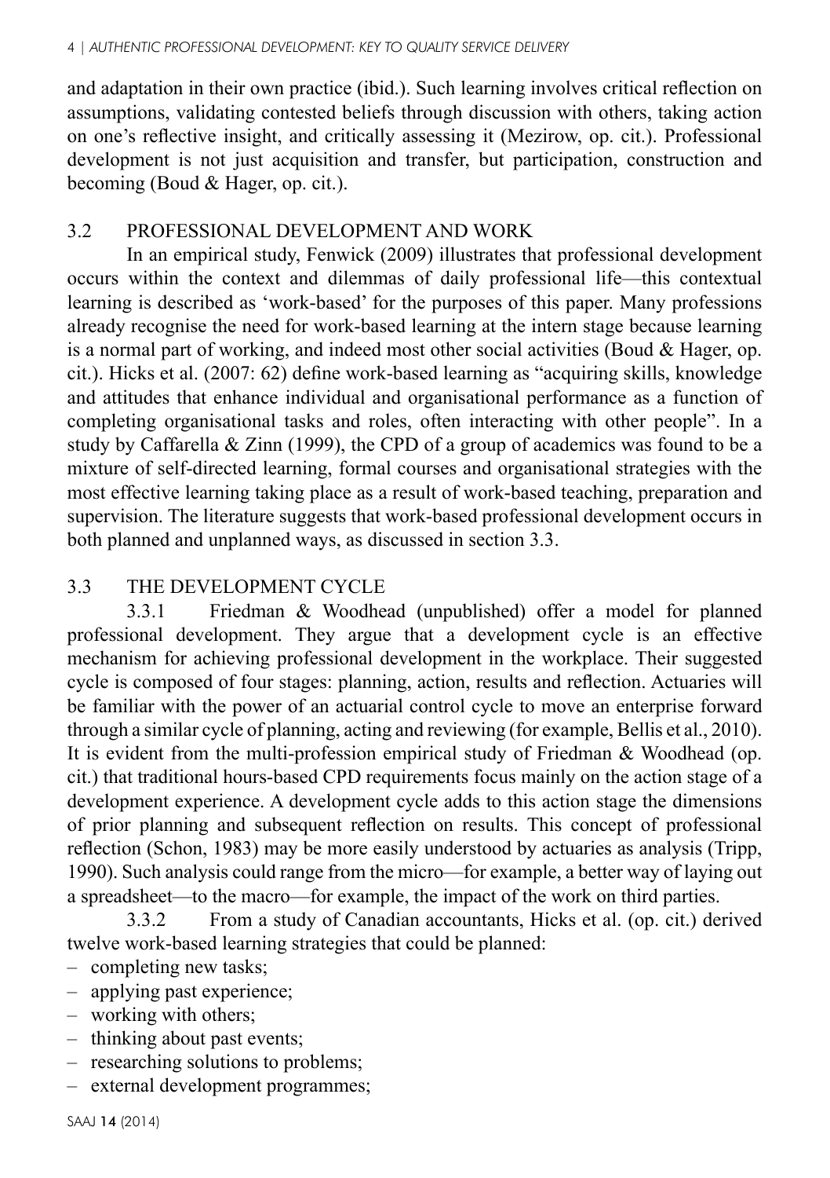and adaptation in their own practice (ibid.). Such learning involves critical reflection on assumptions, validating contested beliefs through discussion with others, taking action on one's reflective insight, and critically assessing it (Mezirow, op. cit.). Professional development is not just acquisition and transfer, but participation, construction and becoming (Boud & Hager, op. cit.).

## 3.2 PROFESSIONAL DEVELOPMENT AND WORK

In an empirical study, Fenwick (2009) illustrates that professional development occurs within the context and dilemmas of daily professional life—this contextual learning is described as 'work-based' for the purposes of this paper. Many professions already recognise the need for work-based learning at the intern stage because learning is a normal part of working, and indeed most other social activities (Boud & Hager, op. cit.). Hicks et al. (2007: 62) define work-based learning as "acquiring skills, knowledge and attitudes that enhance individual and organisational performance as a function of completing organisational tasks and roles, often interacting with other people". In a study by Caffarella & Zinn (1999), the CPD of a group of academics was found to be a mixture of self-directed learning, formal courses and organisational strategies with the most effective learning taking place as a result of work-based teaching, preparation and supervision. The literature suggests that work-based professional development occurs in both planned and unplanned ways, as discussed in section 3.3.

## 3.3 THE DEVELOPMENT CYCLE

3.3.1 Friedman & Woodhead (unpublished) offer a model for planned professional development. They argue that a development cycle is an effective mechanism for achieving professional development in the workplace. Their suggested cycle is composed of four stages: planning, action, results and reflection. Actuaries will be familiar with the power of an actuarial control cycle to move an enterprise forward through a similar cycle of planning, acting and reviewing (for example, Bellis et al., 2010). It is evident from the multi-profession empirical study of Friedman & Woodhead (op. cit.) that traditional hours-based CPD requirements focus mainly on the action stage of a development experience. A development cycle adds to this action stage the dimensions of prior planning and subsequent reflection on results. This concept of professional reflection (Schon, 1983) may be more easily understood by actuaries as analysis (Tripp, 1990). Such analysis could range from the micro—for example, a better way of laying out a spreadsheet—to the macro—for example, the impact of the work on third parties.

3.3.2 From a study of Canadian accountants, Hicks et al. (op. cit.) derived twelve work-based learning strategies that could be planned:

- completing new tasks;
- applying past experience;
- working with others;
- thinking about past events;
- researching solutions to problems;
- external development programmes;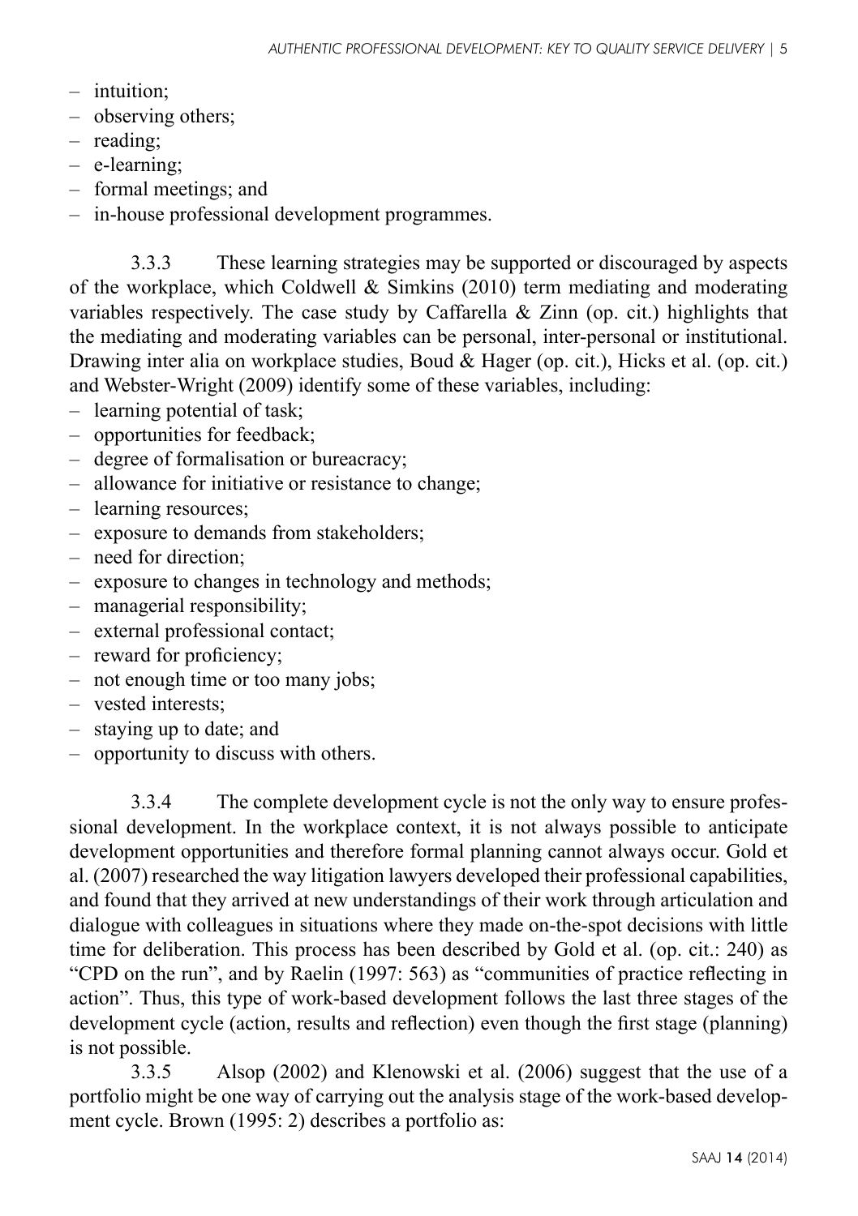- intuition;
- observing others;
- reading;
- e-learning;
- formal meetings; and
- in-house professional development programmes.

3.3.3 These learning strategies may be supported or discouraged by aspects of the workplace, which Coldwell & Simkins (2010) term mediating and moderating variables respectively. The case study by Caffarella & Zinn (op. cit.) highlights that the mediating and moderating variables can be personal, inter-personal or institutional. Drawing inter alia on workplace studies, Boud & Hager (op. cit.), Hicks et al. (op. cit.) and Webster-Wright (2009) identify some of these variables, including:

- learning potential of task;
- opportunities for feedback;
- degree of formalisation or bureacracy;
- allowance for initiative or resistance to change;
- learning resources;
- exposure to demands from stakeholders;
- need for direction;
- exposure to changes in technology and methods;
- managerial responsibility;
- external professional contact;
- reward for proficiency;
- not enough time or too many jobs;
- vested interests;
- staying up to date; and
- opportunity to discuss with others.

3.3.4 The complete development cycle is not the only way to ensure professional development. In the workplace context, it is not always possible to anticipate development opportunities and therefore formal planning cannot always occur. Gold et al. (2007) researched the way litigation lawyers developed their professional capabilities, and found that they arrived at new understandings of their work through articulation and dialogue with colleagues in situations where they made on-the-spot decisions with little time for deliberation. This process has been described by Gold et al. (op. cit.: 240) as "CPD on the run", and by Raelin (1997: 563) as "communities of practice reflecting in action". Thus, this type of work-based development follows the last three stages of the development cycle (action, results and reflection) even though the first stage (planning) is not possible.

3.3.5 Alsop (2002) and Klenowski et al. (2006) suggest that the use of a portfolio might be one way of carrying out the analysis stage of the work-based development cycle. Brown (1995: 2) describes a portfolio as: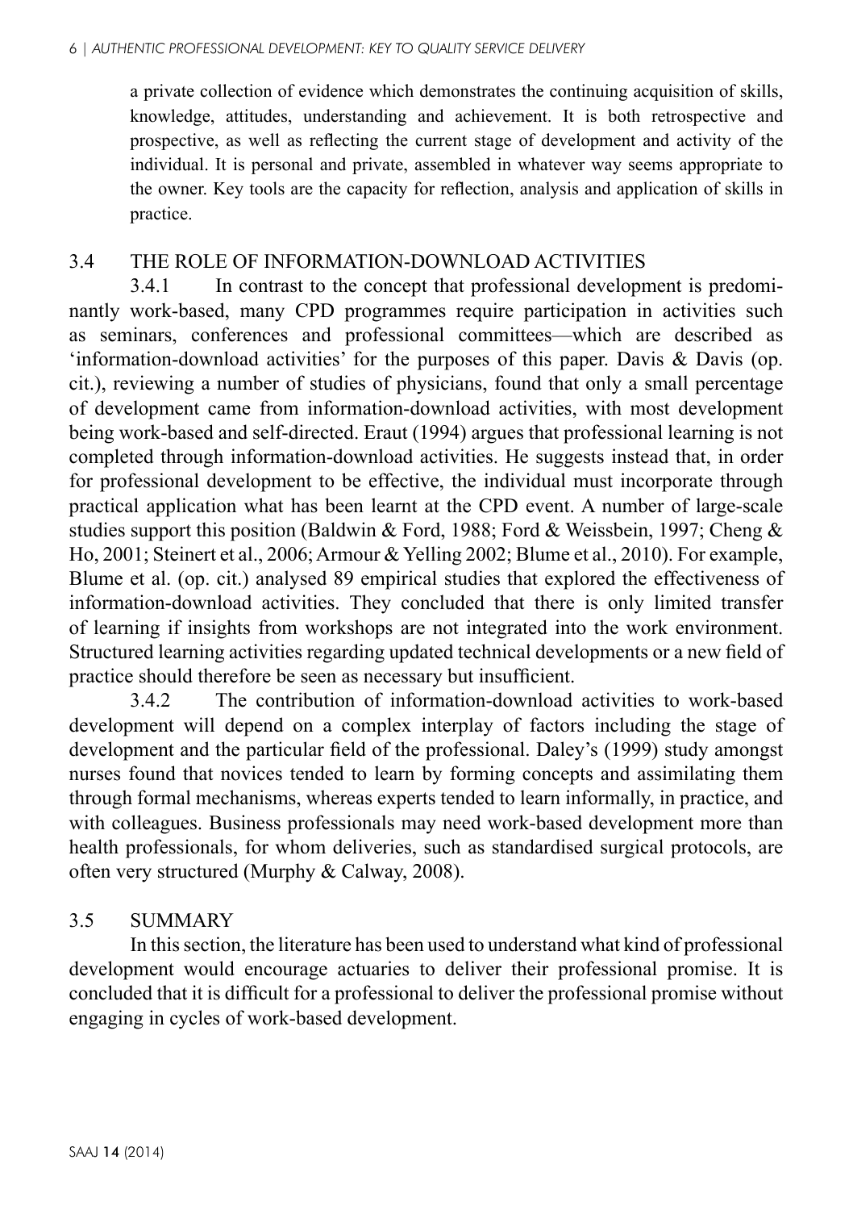a private collection of evidence which demonstrates the continuing acquisition of skills, knowledge, attitudes, understanding and achievement. It is both retrospective and prospective, as well as reflecting the current stage of development and activity of the individual. It is personal and private, assembled in whatever way seems appropriate to the owner. Key tools are the capacity for reflection, analysis and application of skills in practice.

## 3.4 THE ROLE OF INFORMATION-DOWNLOAD ACTIVITIES

3.4.1 In contrast to the concept that professional development is predominantly work-based, many CPD programmes require participation in activities such as seminars, conferences and professional committees—which are described as 'information-download activities' for the purposes of this paper. Davis & Davis (op. cit.), reviewing a number of studies of physicians, found that only a small percentage of development came from information-download activities, with most development being work-based and self-directed. Eraut (1994) argues that professional learning is not completed through information-download activities. He suggests instead that, in order for professional development to be effective, the individual must incorporate through practical application what has been learnt at the CPD event. A number of large-scale studies support this position (Baldwin & Ford, 1988; Ford & Weissbein, 1997; Cheng & Ho, 2001; Steinert et al., 2006; Armour & Yelling 2002; Blume et al., 2010). For example, Blume et al. (op. cit.) analysed 89 empirical studies that explored the effectiveness of information-download activities. They concluded that there is only limited transfer of learning if insights from workshops are not integrated into the work environment. Structured learning activities regarding updated technical developments or a new field of practice should therefore be seen as necessary but insufficient.

3.4.2 The contribution of information-download activities to work-based development will depend on a complex interplay of factors including the stage of development and the particular field of the professional. Daley's (1999) study amongst nurses found that novices tended to learn by forming concepts and assimilating them through formal mechanisms, whereas experts tended to learn informally, in practice, and with colleagues. Business professionals may need work-based development more than health professionals, for whom deliveries, such as standardised surgical protocols, are often very structured (Murphy & Calway, 2008).

## 3.5 SUMMARY

In this section, the literature has been used to understand what kind of professional development would encourage actuaries to deliver their professional promise. It is concluded that it is difficult for a professional to deliver the professional promise without engaging in cycles of work-based development.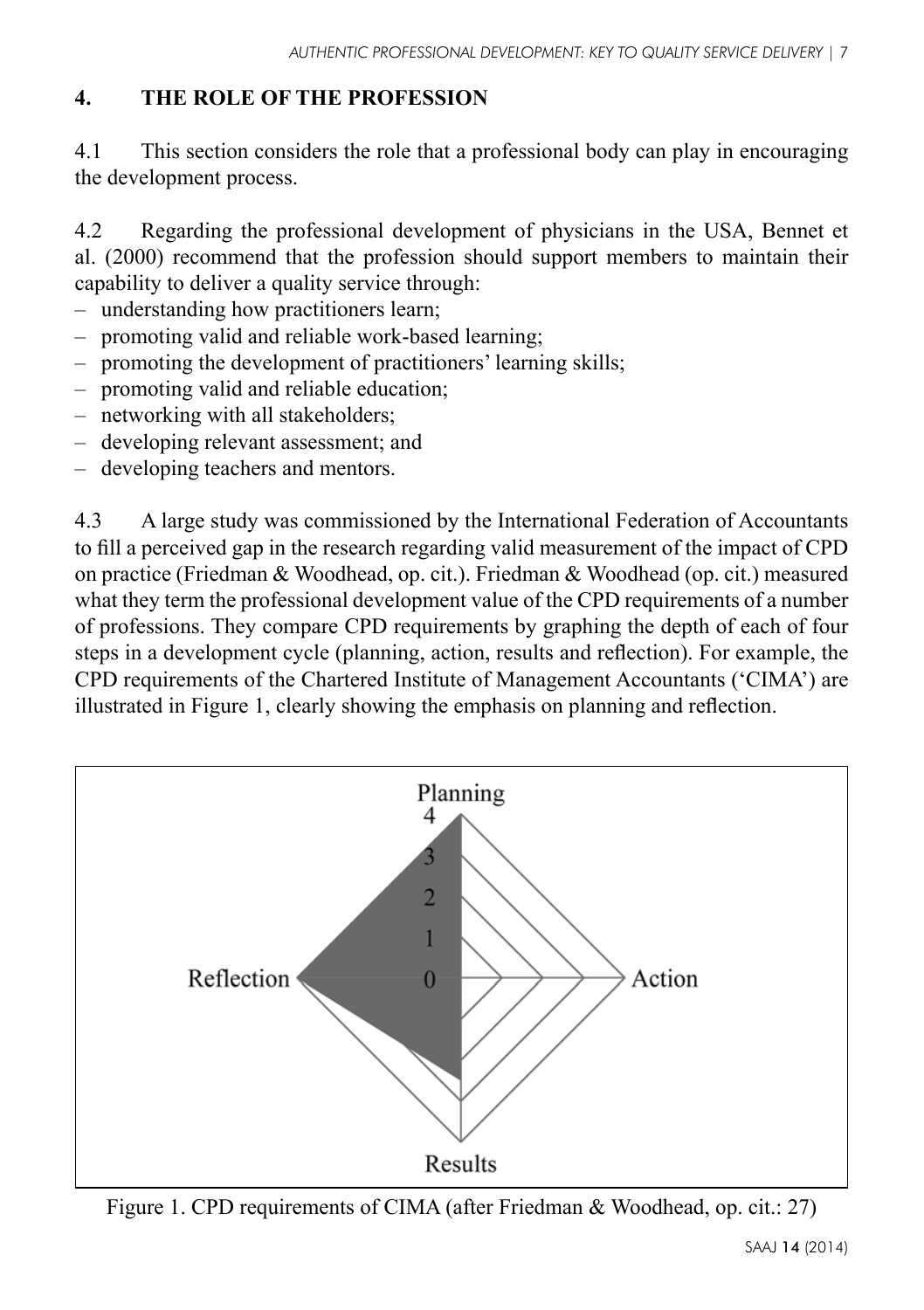## 4. THE ROLE OF THE PROFESSION

4.1 This section considers the role that a professional body can play in encouraging the development process.

4.2 Regarding the professional development of physicians in the USA, Bennet et al. (2000) recommend that the profession should support members to maintain their capability to deliver a quality service through:

- understanding how practitioners learn;
- promoting valid and reliable work-based learning;
- promoting the development of practitioners' learning skills;
- promoting valid and reliable education;
- networking with all stakeholders;
- developing relevant assessment; and
- developing teachers and mentors.

4.3 A large study was commissioned by the International Federation of Accountants to fill a perceived gap in the research regarding valid measurement of the impact of CPD on practice (Friedman & Woodhead, op. cit.). Friedman & Woodhead (op. cit.) measured what they term the professional development value of the CPD requirements of a number of professions. They compare CPD requirements by graphing the depth of each of four steps in a development cycle (planning, action, results and reflection). For example, the CPD requirements of the Chartered Institute of Management Accountants ('CIMA') are illustrated in Figure 1, clearly showing the emphasis on planning and reflection.

Figure 1. CPD requirements of CIMA (after Friedman & Woodhead, op. cit.: 27)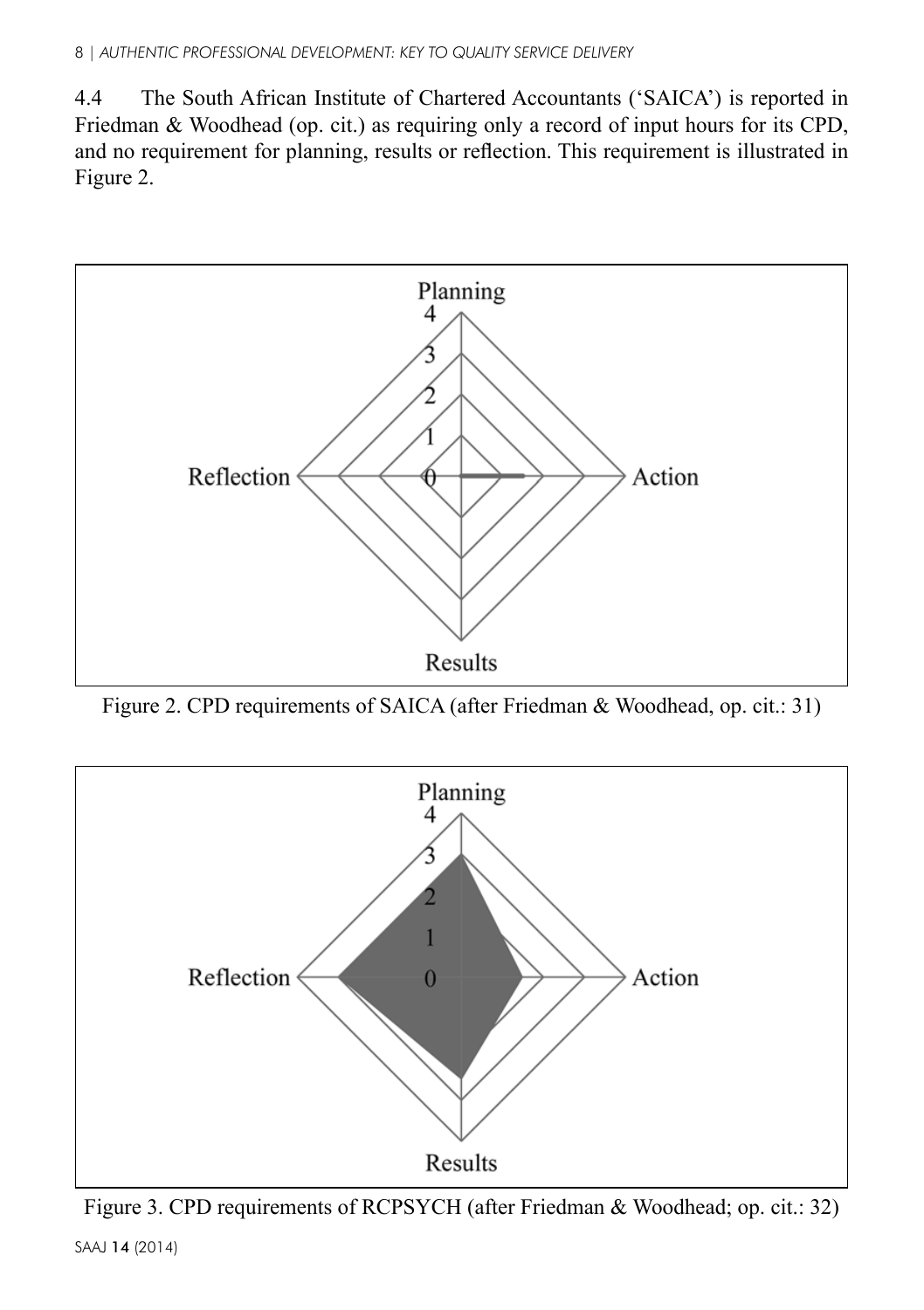4.4 The South African Institute of Chartered Accountants ('SAICA') is reported in Friedman & Woodhead (op. cit.) as requiring only a record of input hours for its CPD, and no requirement for planning, results or reflection. This requirement is illustrated in Figure 2.

Figure 2. CPD requirements of SAICA (after Friedman & Woodhead, op. cit.: 31)

Figure 3. CPD requirements of RCPSYCH (after Friedman & Woodhead; op. cit.: 32)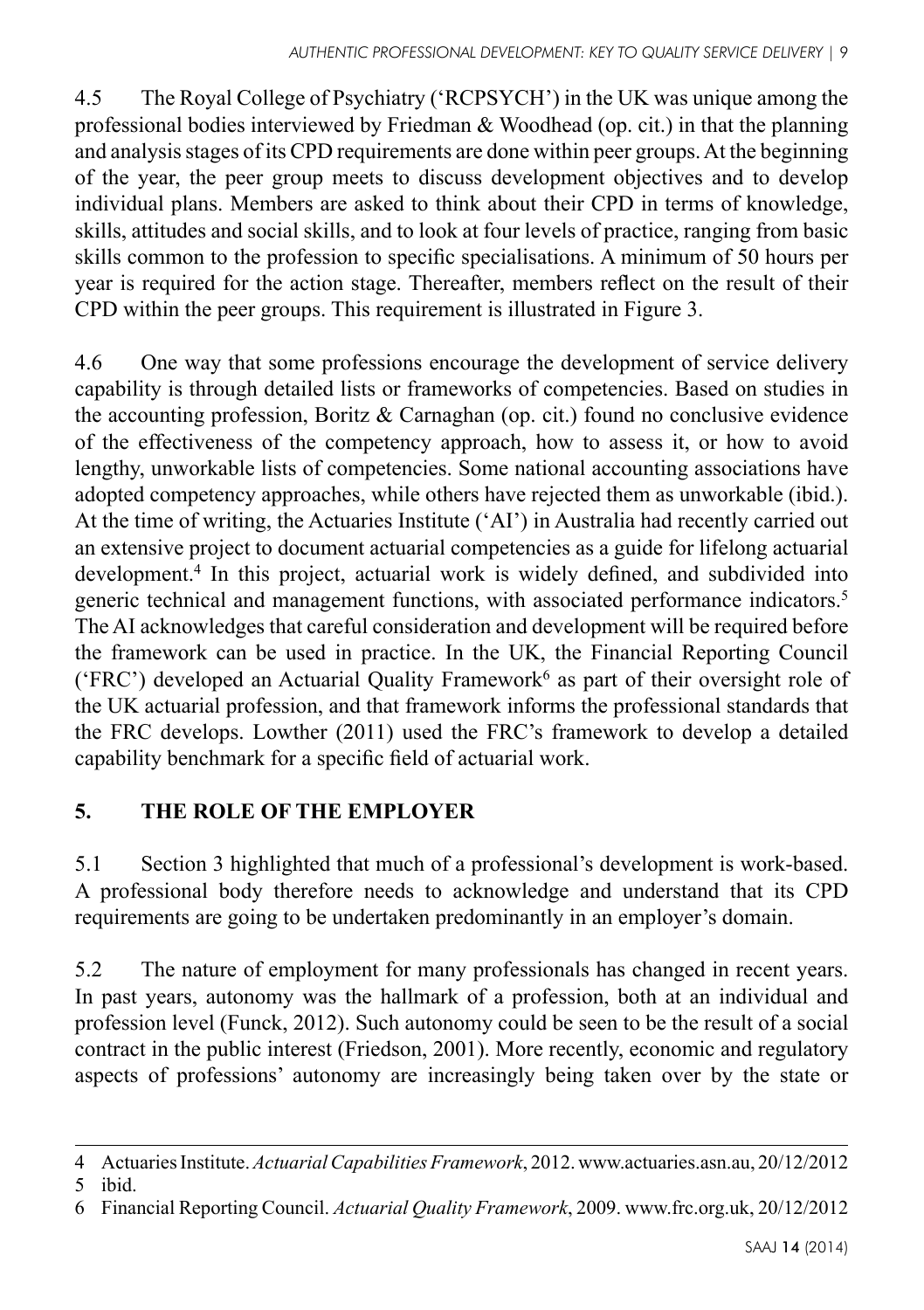4.5 The Royal College of Psychiatry ('RCPSYCH') in the UK was unique among the professional bodies interviewed by Friedman & Woodhead (op. cit.) in that the planning and analysis stages of its CPD requirements are done within peer groups. At the beginning of the year, the peer group meets to discuss development objectives and to develop individual plans. Members are asked to think about their CPD in terms of knowledge, skills, attitudes and social skills, and to look at four levels of practice, ranging from basic skills common to the profession to specific specialisations. A minimum of 50 hours per year is required for the action stage. Thereafter, members reflect on the result of their CPD within the peer groups. This requirement is illustrated in Figure 3.

4.6 One way that some professions encourage the development of service delivery capability is through detailed lists or frameworks of competencies. Based on studies in the accounting profession, Boritz & Carnaghan (op. cit.) found no conclusive evidence of the effectiveness of the competency approach, how to assess it, or how to avoid lengthy, unworkable lists of competencies. Some national accounting associations have adopted competency approaches, while others have rejected them as unworkable (ibid.). At the time of writing, the Actuaries Institute ('AI') in Australia had recently carried out an extensive project to document actuarial competencies as a guide for lifelong actuarial development.[4] In this project, actuarial work is widely defined, and subdivided into generic technical and management functions, with associated performance indicators.[5] The AI acknowledges that careful consideration and development will be required before the framework can be used in practice. In the UK, the Financial Reporting Council ('FRC') developed an Actuarial Quality Framework[6] as part of their oversight role of the UK actuarial profession, and that framework informs the professional standards that the FRC develops. Lowther (2011) used the FRC's framework to develop a detailed capability benchmark for a specific field of actuarial work.

## 5. THE ROLE OF THE EMPLOYER

5.1 Section 3 highlighted that much of a professional's development is work-based. A professional body therefore needs to acknowledge and understand that its CPD requirements are going to be undertaken predominantly in an employer's domain.

5.2 The nature of employment for many professionals has changed in recent years. In past years, autonomy was the hallmark of a profession, both at an individual and profession level (Funck, 2012). Such autonomy could be seen to be the result of a social contract in the public interest (Friedson, 2001). More recently, economic and regulatory aspects of professions' autonomy are increasingly being taken over by the state or

---

4 Actuaries Institute. *Actuarial Capabilities Framework*, 2012. www.actuaries.asn.au, 20/12/2012

5 ibid.

6 Financial Reporting Council. *Actuarial Quality Framework*, 2009. www.frc.org.uk, 20/12/2012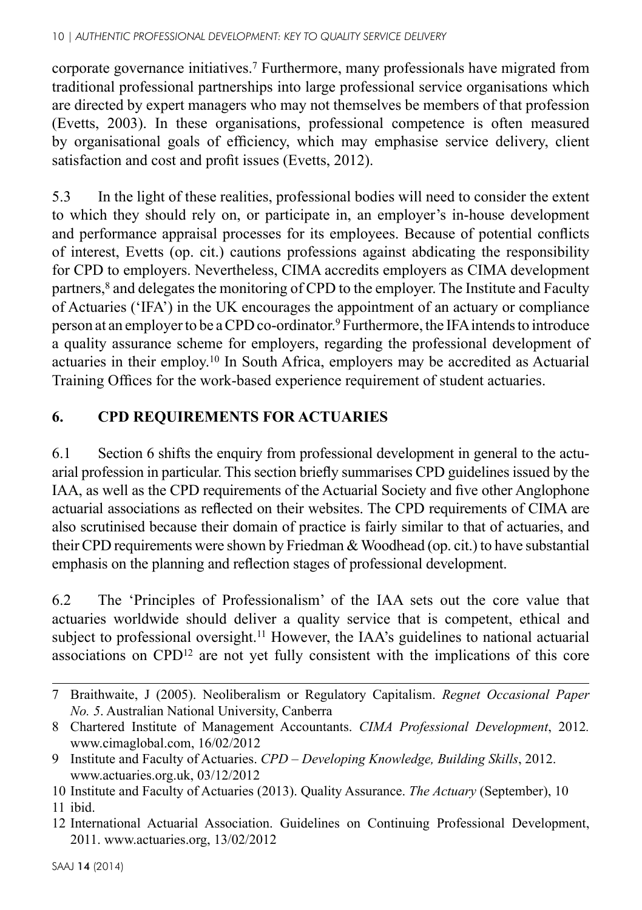corporate governance initiatives.[7] Furthermore, many professionals have migrated from traditional professional partnerships into large professional service organisations which are directed by expert managers who may not themselves be members of that profession (Evetts, 2003). In these organisations, professional competence is often measured by organisational goals of efficiency, which may emphasise service delivery, client satisfaction and cost and profit issues (Evetts, 2012).

5.3 In the light of these realities, professional bodies will need to consider the extent to which they should rely on, or participate in, an employer's in-house development and performance appraisal processes for its employees. Because of potential conflicts of interest, Evetts (op. cit.) cautions professions against abdicating the responsibility for CPD to employers. Nevertheless, CIMA accredits employers as CIMA development partners,[8] and delegates the monitoring of CPD to the employer. The Institute and Faculty of Actuaries ('IFA') in the UK encourages the appointment of an actuary or compliance person at an employer to be a CPD co-ordinator.[9] Furthermore, the IFA intends to introduce a quality assurance scheme for employers, regarding the professional development of actuaries in their employ.[10] In South Africa, employers may be accredited as Actuarial Training Offices for the work-based experience requirement of student actuaries.

## 6. CPD REQUIREMENTS FOR ACTUARIES

6.1 Section 6 shifts the enquiry from professional development in general to the actuarial profession in particular. This section briefly summarises CPD guidelines issued by the IAA, as well as the CPD requirements of the Actuarial Society and five other Anglophone actuarial associations as reflected on their websites. The CPD requirements of CIMA are also scrutinised because their domain of practice is fairly similar to that of actuaries, and their CPD requirements were shown by Friedman & Woodhead (op. cit.) to have substantial emphasis on the planning and reflection stages of professional development.

6.2 The 'Principles of Professionalism' of the IAA sets out the core value that actuaries worldwide should deliver a quality service that is competent, ethical and subject to professional oversight.[11] However, the IAA's guidelines to national actuarial associations on CPD[12] are not yet fully consistent with the implications of this core

---

7 Braithwaite, J (2005). Neoliberalism or Regulatory Capitalism. *Regnet Occasional Paper No. 5*. Australian National University, Canberra

8 Chartered Institute of Management Accountants. *CIMA Professional Development*, 2012. www.cimaglobal.com, 16/02/2012

9 Institute and Faculty of Actuaries. *CPD – Developing Knowledge, Building Skills*, 2012. www.actuaries.org.uk, 03/12/2012

10 Institute and Faculty of Actuaries (2013). Quality Assurance. *The Actuary* (September), 10

11 ibid.

12 International Actuarial Association. Guidelines on Continuing Professional Development, 2011. www.actuaries.org, 13/02/2012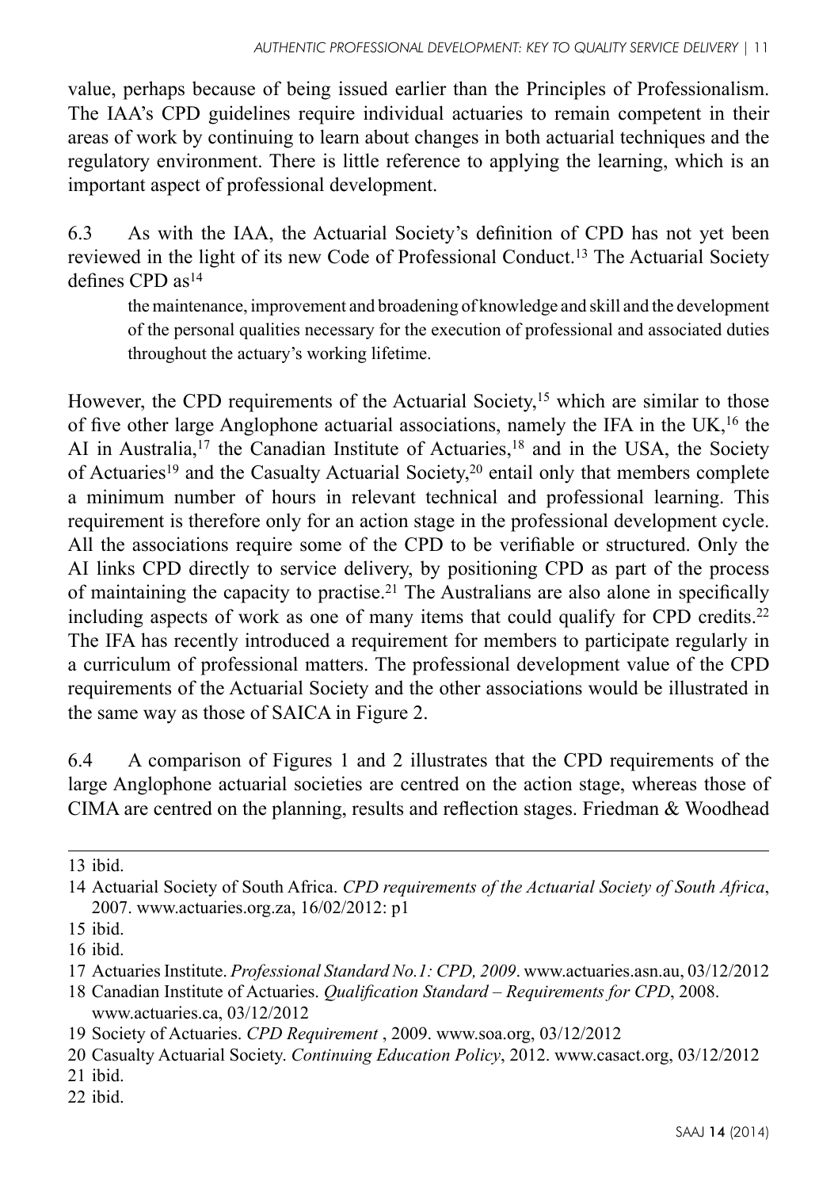value, perhaps because of being issued earlier than the Principles of Professionalism. The IAA's CPD guidelines require individual actuaries to remain competent in their areas of work by continuing to learn about changes in both actuarial techniques and the regulatory environment. There is little reference to applying the learning, which is an important aspect of professional development.

6.3 As with the IAA, the Actuarial Society's definition of CPD has not yet been reviewed in the light of its new Code of Professional Conduct.[13] The Actuarial Society defines CPD as[14]

> the maintenance, improvement and broadening of knowledge and skill and the development of the personal qualities necessary for the execution of professional and associated duties throughout the actuary's working lifetime.

However, the CPD requirements of the Actuarial Society,[15] which are similar to those of five other large Anglophone actuarial associations, namely the IFA in the UK,[16] the AI in Australia,[17] the Canadian Institute of Actuaries,[18] and in the USA, the Society of Actuaries[19] and the Casualty Actuarial Society,[20] entail only that members complete a minimum number of hours in relevant technical and professional learning. This requirement is therefore only for an action stage in the professional development cycle. All the associations require some of the CPD to be verifiable or structured. Only the AI links CPD directly to service delivery, by positioning CPD as part of the process of maintaining the capacity to practise.[21] The Australians are also alone in specifically including aspects of work as one of many items that could qualify for CPD credits.[22] The IFA has recently introduced a requirement for members to participate regularly in a curriculum of professional matters. The professional development value of the CPD requirements of the Actuarial Society and the other associations would be illustrated in the same way as those of SAICA in Figure 2.

6.4 A comparison of Figures 1 and 2 illustrates that the CPD requirements of the large Anglophone actuarial societies are centred on the action stage, whereas those of CIMA are centred on the planning, results and reflection stages. Friedman & Woodhead

---

13 ibid.

14 Actuarial Society of South Africa. *CPD requirements of the Actuarial Society of South Africa*, 2007. www.actuaries.org.za, 16/02/2012: p1

15 ibid.

16 ibid.

17 Actuaries Institute. *Professional Standard No.1: CPD, 2009*. www.actuaries.asn.au, 03/12/2012

18 Canadian Institute of Actuaries. *Qualification Standard – Requirements for CPD*, 2008. www.actuaries.ca, 03/12/2012

19 Society of Actuaries. *CPD Requirement* , 2009. www.soa.org, 03/12/2012

20 Casualty Actuarial Society. *Continuing Education Policy*, 2012. www.casact.org, 03/12/2012

21 ibid.

22 ibid.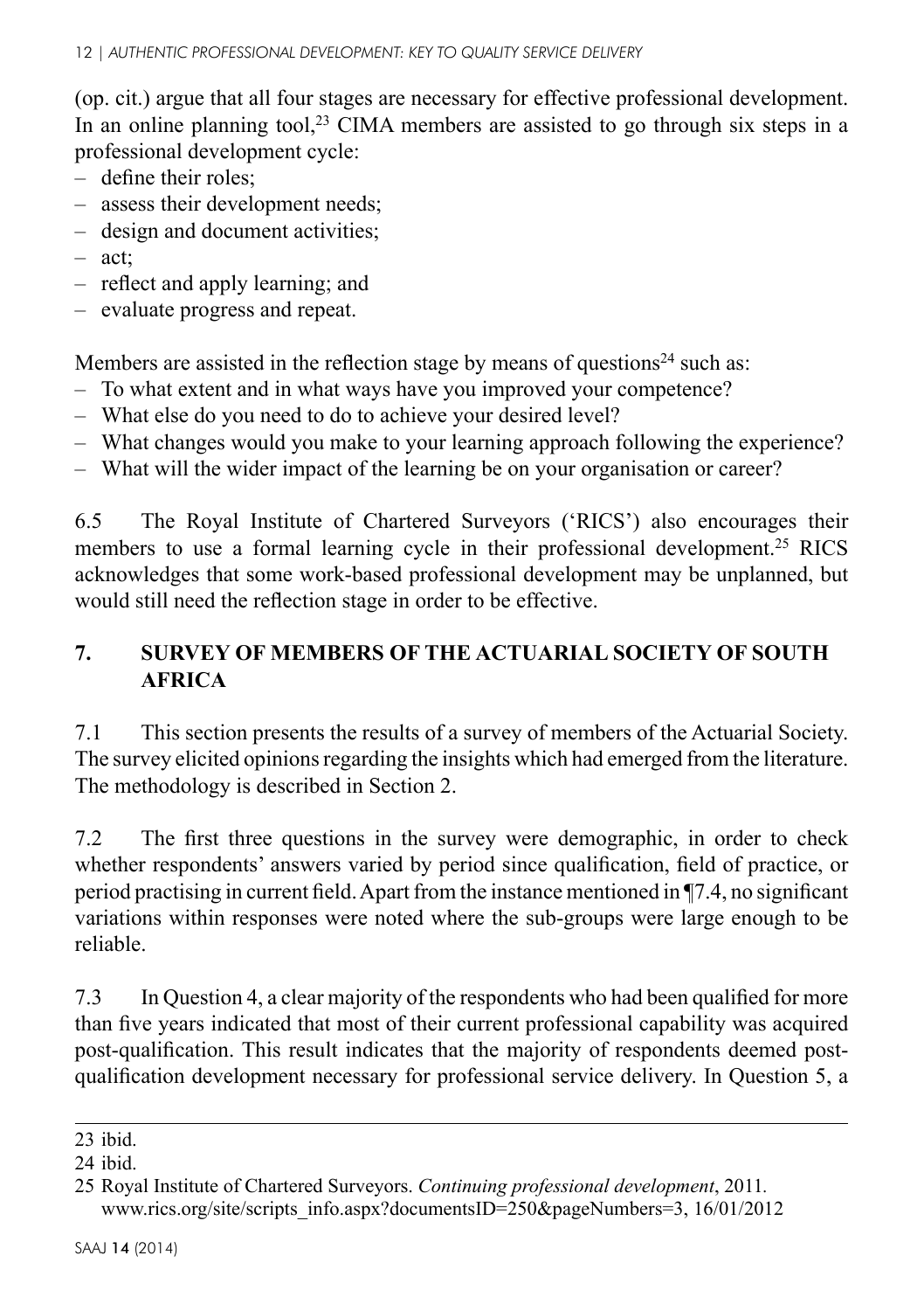(op. cit.) argue that all four stages are necessary for effective professional development. In an online planning tool,[23] CIMA members are assisted to go through six steps in a professional development cycle:

- define their roles;
- assess their development needs;
- design and document activities;
- act;
- reflect and apply learning; and
- evaluate progress and repeat.

Members are assisted in the reflection stage by means of questions[24] such as:

- To what extent and in what ways have you improved your competence?
- What else do you need to do to achieve your desired level?
- What changes would you make to your learning approach following the experience?
- What will the wider impact of the learning be on your organisation or career?

6.5 The Royal Institute of Chartered Surveyors ('RICS') also encourages their members to use a formal learning cycle in their professional development.[25] RICS acknowledges that some work-based professional development may be unplanned, but would still need the reflection stage in order to be effective.

## 7. SURVEY OF MEMBERS OF THE ACTUARIAL SOCIETY OF SOUTH AFRICA

7.1 This section presents the results of a survey of members of the Actuarial Society. The survey elicited opinions regarding the insights which had emerged from the literature. The methodology is described in Section 2.

7.2 The first three questions in the survey were demographic, in order to check whether respondents' answers varied by period since qualification, field of practice, or period practising in current field. Apart from the instance mentioned in ¶7.4, no significant variations within responses were noted where the sub-groups were large enough to be reliable.

7.3 In Question 4, a clear majority of the respondents who had been qualified for more than five years indicated that most of their current professional capability was acquired post-qualification. This result indicates that the majority of respondents deemed post-qualification development necessary for professional service delivery. In Question 5, a

---

23 ibid.

24 ibid.

25 Royal Institute of Chartered Surveyors. *Continuing professional development*, 2011. www.rics.org/site/scripts_info.aspx?documentsID=250&pageNumbers=3, 16/01/2012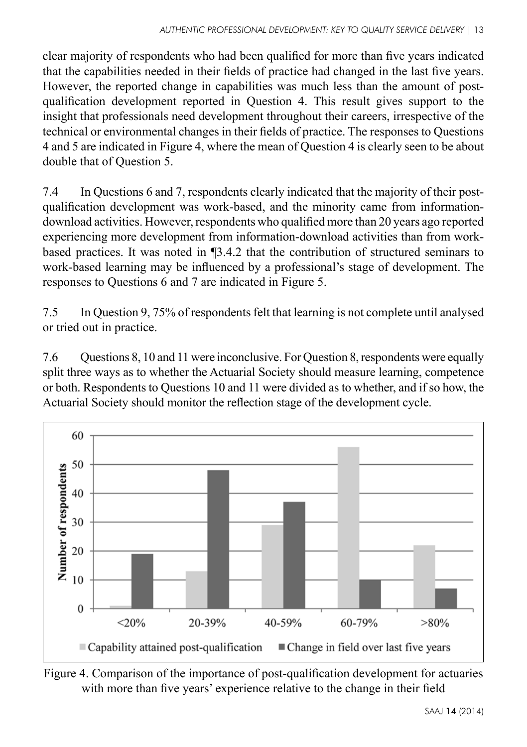clear majority of respondents who had been qualified for more than five years indicated that the capabilities needed in their fields of practice had changed in the last five years. However, the reported change in capabilities was much less than the amount of post-qualification development reported in Question 4. This result gives support to the insight that professionals need development throughout their careers, irrespective of the technical or environmental changes in their fields of practice. The responses to Questions 4 and 5 are indicated in Figure 4, where the mean of Question 4 is clearly seen to be about double that of Question 5.

7.4 In Questions 6 and 7, respondents clearly indicated that the majority of their post-qualification development was work-based, and the minority came from information-download activities. However, respondents who qualified more than 20 years ago reported experiencing more development from information-download activities than from work-based practices. It was noted in ¶3.4.2 that the contribution of structured seminars to work-based learning may be influenced by a professional's stage of development. The responses to Questions 6 and 7 are indicated in Figure 5.

7.5 In Question 9, 75% of respondents felt that learning is not complete until analysed or tried out in practice.

7.6 Questions 8, 10 and 11 were inconclusive. For Question 8, respondents were equally split three ways as to whether the Actuarial Society should measure learning, competence or both. Respondents to Questions 10 and 11 were divided as to whether, and if so how, the Actuarial Society should monitor the reflection stage of the development cycle.

Figure 4. Comparison of the importance of post-qualification development for actuaries with more than five years' experience relative to the change in their field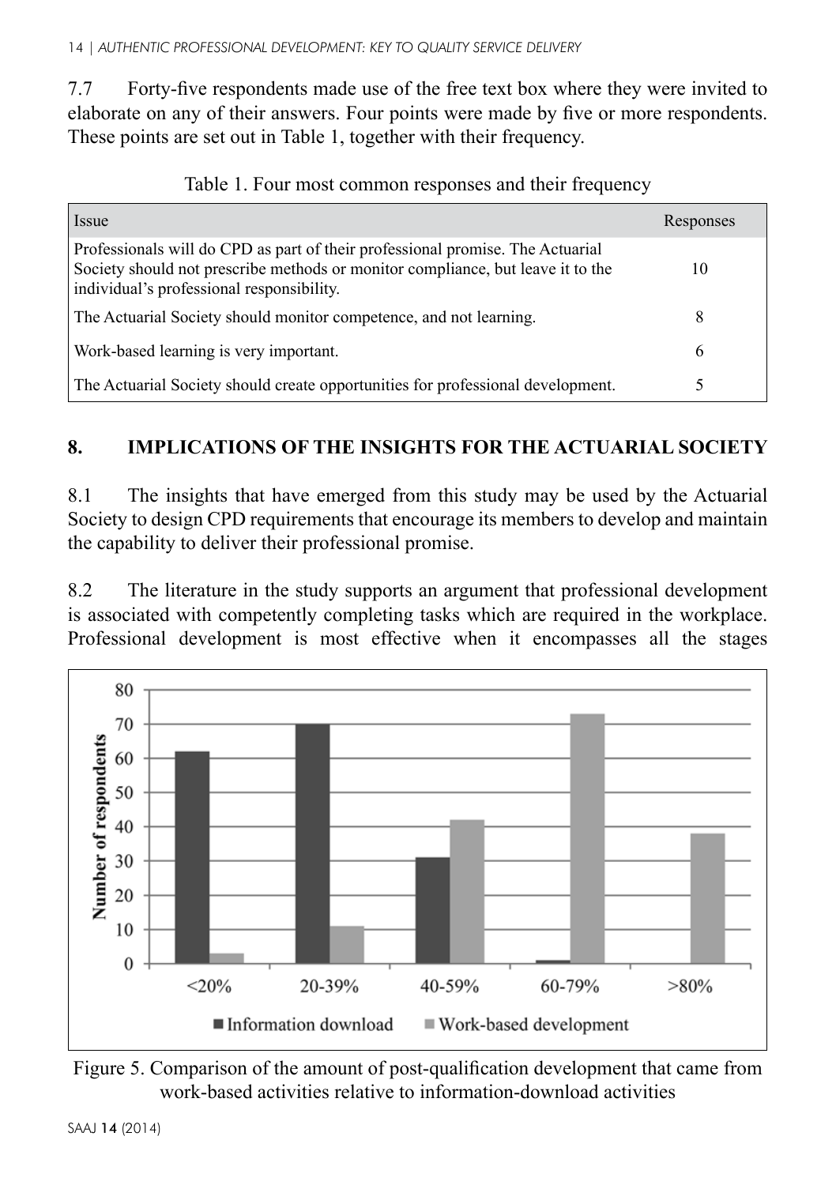7.7 Forty-five respondents made use of the free text box where they were invited to elaborate on any of their answers. Four points were made by five or more respondents. These points are set out in Table 1, together with their frequency.

Table 1. Four most common responses and their frequency

| Issue | Responses |
|---|---|
| Professionals will do CPD as part of their professional promise. The Actuarial Society should not prescribe methods or monitor compliance, but leave it to the individual's professional responsibility. | 10 |
| The Actuarial Society should monitor competence, and not learning. | 8 |
| Work-based learning is very important. | 6 |
| The Actuarial Society should create opportunities for professional development. | 5 |

## 8. IMPLICATIONS OF THE INSIGHTS FOR THE ACTUARIAL SOCIETY

8.1 The insights that have emerged from this study may be used by the Actuarial Society to design CPD requirements that encourage its members to develop and maintain the capability to deliver their professional promise.

8.2 The literature in the study supports an argument that professional development is associated with competently completing tasks which are required in the workplace. Professional development is most effective when it encompasses all the stages

Figure 5. Comparison of the amount of post-qualification development that came from work-based activities relative to information-download activities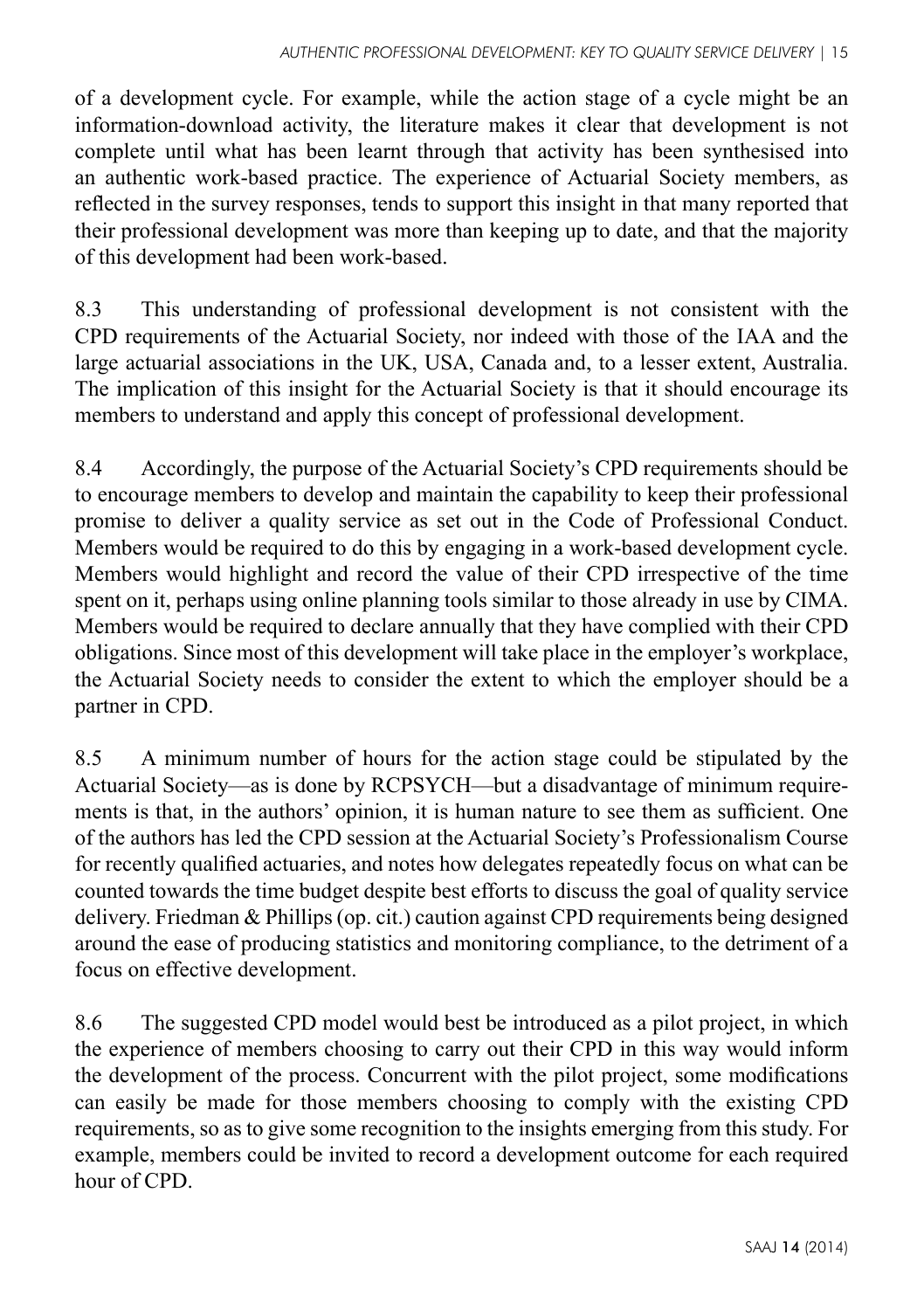of a development cycle. For example, while the action stage of a cycle might be an information-download activity, the literature makes it clear that development is not complete until what has been learnt through that activity has been synthesised into an authentic work-based practice. The experience of Actuarial Society members, as reflected in the survey responses, tends to support this insight in that many reported that their professional development was more than keeping up to date, and that the majority of this development had been work-based.

8.3 This understanding of professional development is not consistent with the CPD requirements of the Actuarial Society, nor indeed with those of the IAA and the large actuarial associations in the UK, USA, Canada and, to a lesser extent, Australia. The implication of this insight for the Actuarial Society is that it should encourage its members to understand and apply this concept of professional development.

8.4 Accordingly, the purpose of the Actuarial Society's CPD requirements should be to encourage members to develop and maintain the capability to keep their professional promise to deliver a quality service as set out in the Code of Professional Conduct. Members would be required to do this by engaging in a work-based development cycle. Members would highlight and record the value of their CPD irrespective of the time spent on it, perhaps using online planning tools similar to those already in use by CIMA. Members would be required to declare annually that they have complied with their CPD obligations. Since most of this development will take place in the employer's workplace, the Actuarial Society needs to consider the extent to which the employer should be a partner in CPD.

8.5 A minimum number of hours for the action stage could be stipulated by the Actuarial Society—as is done by RCPSYCH—but a disadvantage of minimum requirements is that, in the authors' opinion, it is human nature to see them as sufficient. One of the authors has led the CPD session at the Actuarial Society's Professionalism Course for recently qualified actuaries, and notes how delegates repeatedly focus on what can be counted towards the time budget despite best efforts to discuss the goal of quality service delivery. Friedman & Phillips (op. cit.) caution against CPD requirements being designed around the ease of producing statistics and monitoring compliance, to the detriment of a focus on effective development.

8.6 The suggested CPD model would best be introduced as a pilot project, in which the experience of members choosing to carry out their CPD in this way would inform the development of the process. Concurrent with the pilot project, some modifications can easily be made for those members choosing to comply with the existing CPD requirements, so as to give some recognition to the insights emerging from this study. For example, members could be invited to record a development outcome for each required hour of CPD.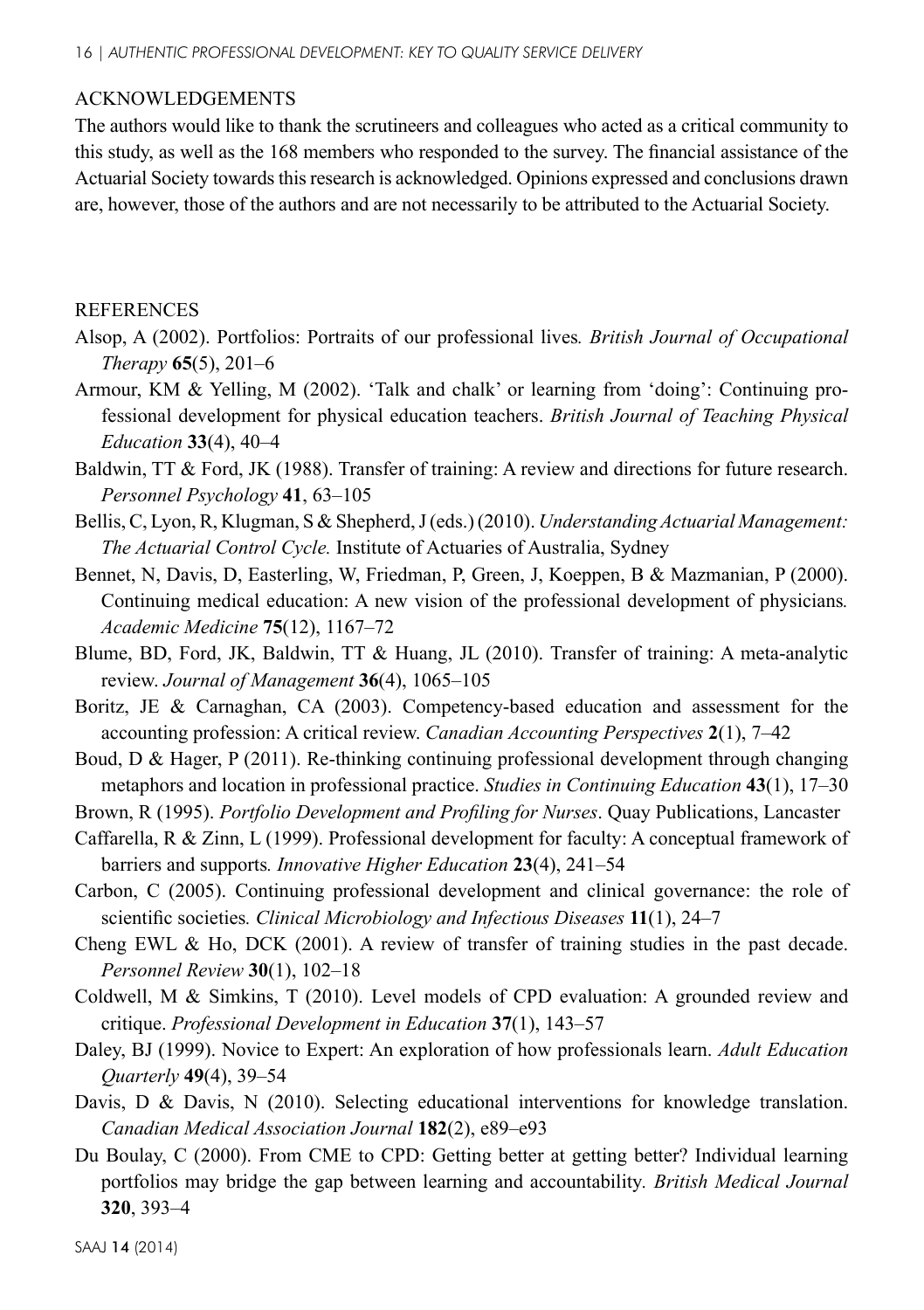## ACKNOWLEDGEMENTS

The authors would like to thank the scrutineers and colleagues who acted as a critical community to this study, as well as the 168 members who responded to the survey. The financial assistance of the Actuarial Society towards this research is acknowledged. Opinions expressed and conclusions drawn are, however, those of the authors and are not necessarily to be attributed to the Actuarial Society.

## REFERENCES

Alsop, A (2002). Portfolios: Portraits of our professional lives*. British Journal of Occupational Therapy* **65**(5), 201–6

Armour, KM & Yelling, M (2002). 'Talk and chalk' or learning from 'doing': Continuing professional development for physical education teachers. *British Journal of Teaching Physical Education* **33**(4), 40–4

Baldwin, TT & Ford, JK (1988). Transfer of training: A review and directions for future research. *Personnel Psychology* **41**, 63–105

Bellis, C, Lyon, R, Klugman, S & Shepherd, J (eds.) (2010). *Understanding Actuarial Management: The Actuarial Control Cycle.* Institute of Actuaries of Australia, Sydney

Bennet, N, Davis, D, Easterling, W, Friedman, P, Green, J, Koeppen, B & Mazmanian, P (2000). Continuing medical education: A new vision of the professional development of physicians*. Academic Medicine* **75**(12), 1167–72

Blume, BD, Ford, JK, Baldwin, TT & Huang, JL (2010). Transfer of training: A meta-analytic review. *Journal of Management* **36**(4), 1065–105

Boritz, JE & Carnaghan, CA (2003). Competency-based education and assessment for the accounting profession: A critical review. *Canadian Accounting Perspectives* **2**(1), 7–42

Boud, D & Hager, P (2011). Re-thinking continuing professional development through changing metaphors and location in professional practice. *Studies in Continuing Education* **43**(1), 17–30

Brown, R (1995). *Portfolio Development and Profiling for Nurses*. Quay Publications, Lancaster

Caffarella, R & Zinn, L (1999). Professional development for faculty: A conceptual framework of barriers and supports*. Innovative Higher Education* **23**(4), 241–54

Carbon, C (2005). Continuing professional development and clinical governance: the role of scientific societies*. Clinical Microbiology and Infectious Diseases* **11**(1), 24–7

Cheng EWL & Ho, DCK (2001). A review of transfer of training studies in the past decade. *Personnel Review* **30**(1), 102–18

Coldwell, M & Simkins, T (2010). Level models of CPD evaluation: A grounded review and critique. *Professional Development in Education* **37**(1), 143–57

Daley, BJ (1999). Novice to Expert: An exploration of how professionals learn. *Adult Education Quarterly* **49**(4), 39–54

Davis, D & Davis, N (2010). Selecting educational interventions for knowledge translation. *Canadian Medical Association Journal* **182**(2), e89–e93

Du Boulay, C (2000). From CME to CPD: Getting better at getting better? Individual learning portfolios may bridge the gap between learning and accountability*. British Medical Journal* **320**, 393–4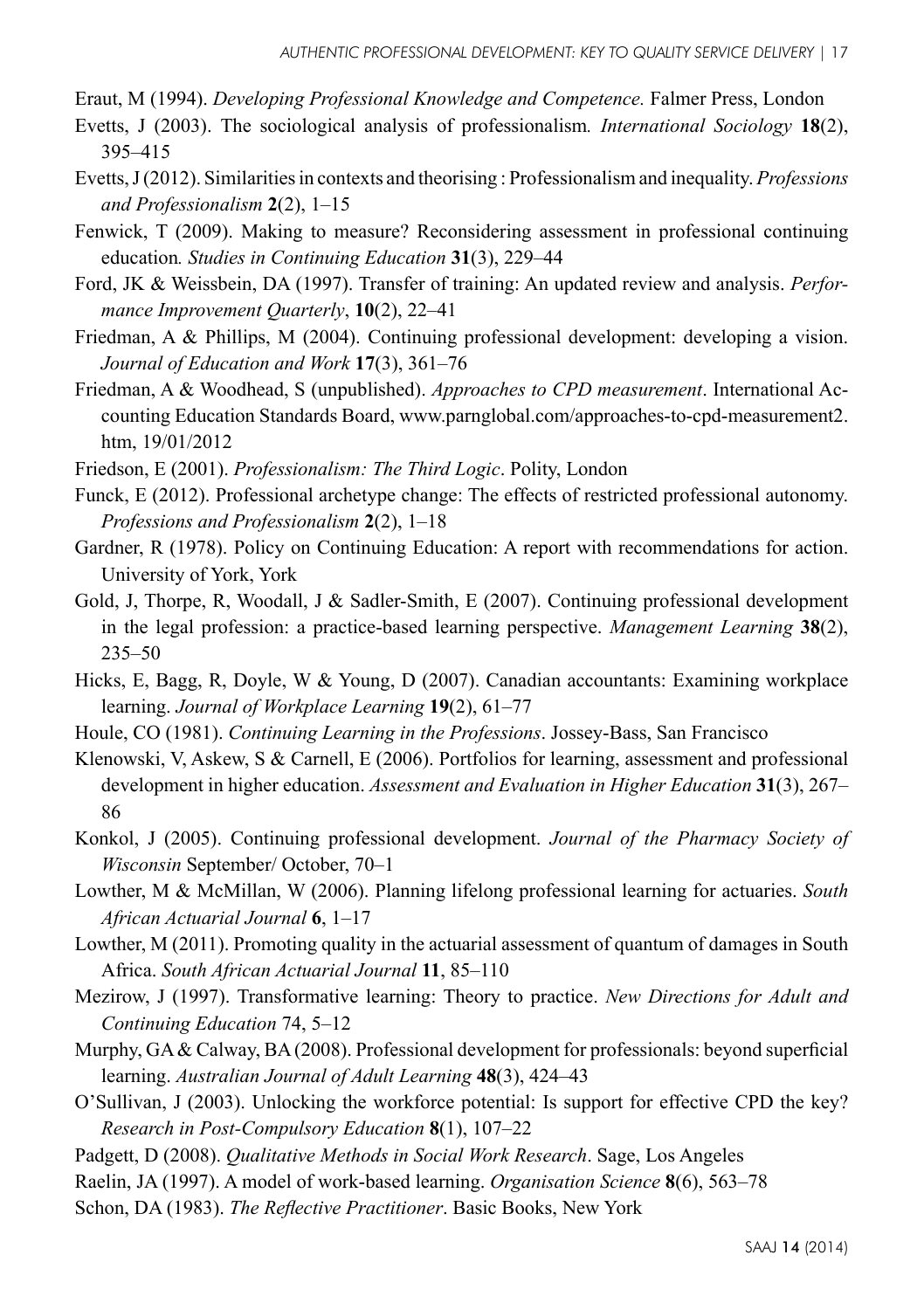Eraut, M (1994). *Developing Professional Knowledge and Competence.* Falmer Press, London

Evetts, J (2003). The sociological analysis of professionalism. *International Sociology* **18**(2), 395–415

Evetts, J (2012). Similarities in contexts and theorising : Professionalism and inequality. *Professions and Professionalism* **2**(2), 1–15

Fenwick, T (2009). Making to measure? Reconsidering assessment in professional continuing education. *Studies in Continuing Education* **31**(3), 229–44

Ford, JK & Weissbein, DA (1997). Transfer of training: An updated review and analysis. *Performance Improvement Quarterly*, **10**(2), 22–41

Friedman, A & Phillips, M (2004). Continuing professional development: developing a vision. *Journal of Education and Work* **17**(3), 361–76

Friedman, A & Woodhead, S (unpublished). *Approaches to CPD measurement*. International Accounting Education Standards Board, www.parnglobal.com/approaches-to-cpd-measurement2.htm, 19/01/2012

Friedson, E (2001). *Professionalism: The Third Logic*. Polity, London

Funck, E (2012). Professional archetype change: The effects of restricted professional autonomy. *Professions and Professionalism* **2**(2), 1–18

Gardner, R (1978). Policy on Continuing Education: A report with recommendations for action. University of York, York

Gold, J, Thorpe, R, Woodall, J & Sadler-Smith, E (2007). Continuing professional development in the legal profession: a practice-based learning perspective. *Management Learning* **38**(2), 235–50

Hicks, E, Bagg, R, Doyle, W & Young, D (2007). Canadian accountants: Examining workplace learning. *Journal of Workplace Learning* **19**(2), 61–77

Houle, CO (1981). *Continuing Learning in the Professions*. Jossey-Bass, San Francisco

Klenowski, V, Askew, S & Carnell, E (2006). Portfolios for learning, assessment and professional development in higher education. *Assessment and Evaluation in Higher Education* **31**(3), 267–86

Konkol, J (2005). Continuing professional development. *Journal of the Pharmacy Society of Wisconsin* September/ October, 70–1

Lowther, M & McMillan, W (2006). Planning lifelong professional learning for actuaries. *South African Actuarial Journal* **6**, 1–17

Lowther, M (2011). Promoting quality in the actuarial assessment of quantum of damages in South Africa. *South African Actuarial Journal* **11**, 85–110

Mezirow, J (1997). Transformative learning: Theory to practice. *New Directions for Adult and Continuing Education* 74, 5–12

Murphy, GA & Calway, BA (2008). Professional development for professionals: beyond superficial learning. *Australian Journal of Adult Learning* **48**(3), 424–43

O'Sullivan, J (2003). Unlocking the workforce potential: Is support for effective CPD the key? *Research in Post-Compulsory Education* **8**(1), 107–22

Padgett, D (2008). *Qualitative Methods in Social Work Research*. Sage, Los Angeles

Raelin, JA (1997). A model of work-based learning. *Organisation Science* **8**(6), 563–78

Schon, DA (1983). *The Reflective Practitioner*. Basic Books, New York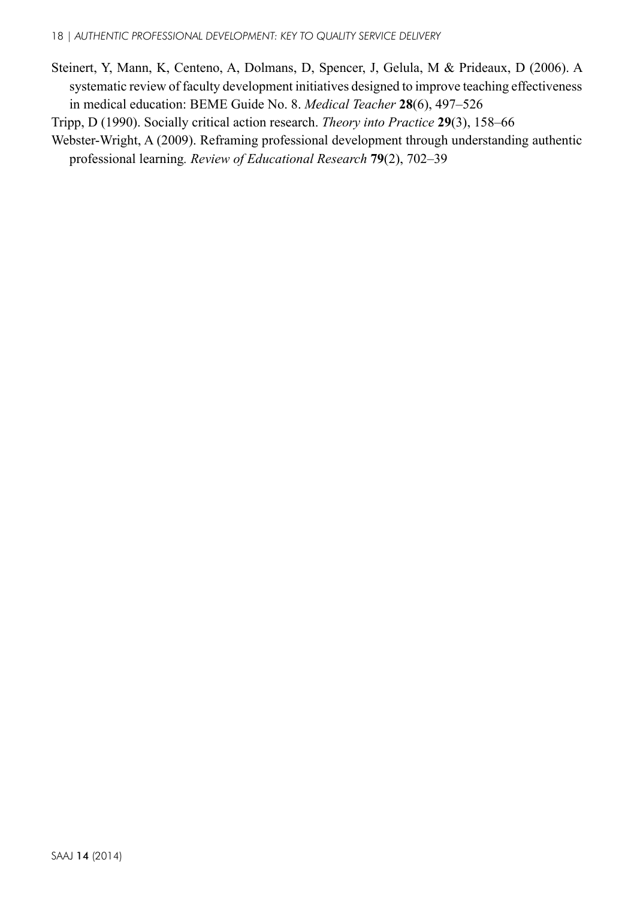Steinert, Y, Mann, K, Centeno, A, Dolmans, D, Spencer, J, Gelula, M & Prideaux, D (2006). A systematic review of faculty development initiatives designed to improve teaching effectiveness in medical education: BEME Guide No. 8. *Medical Teacher* **28**(6), 497–526

Tripp, D (1990). Socially critical action research. *Theory into Practice* **29**(3), 158–66

Webster-Wright, A (2009). Reframing professional development through understanding authentic professional learning. *Review of Educational Research* **79**(2), 702–39